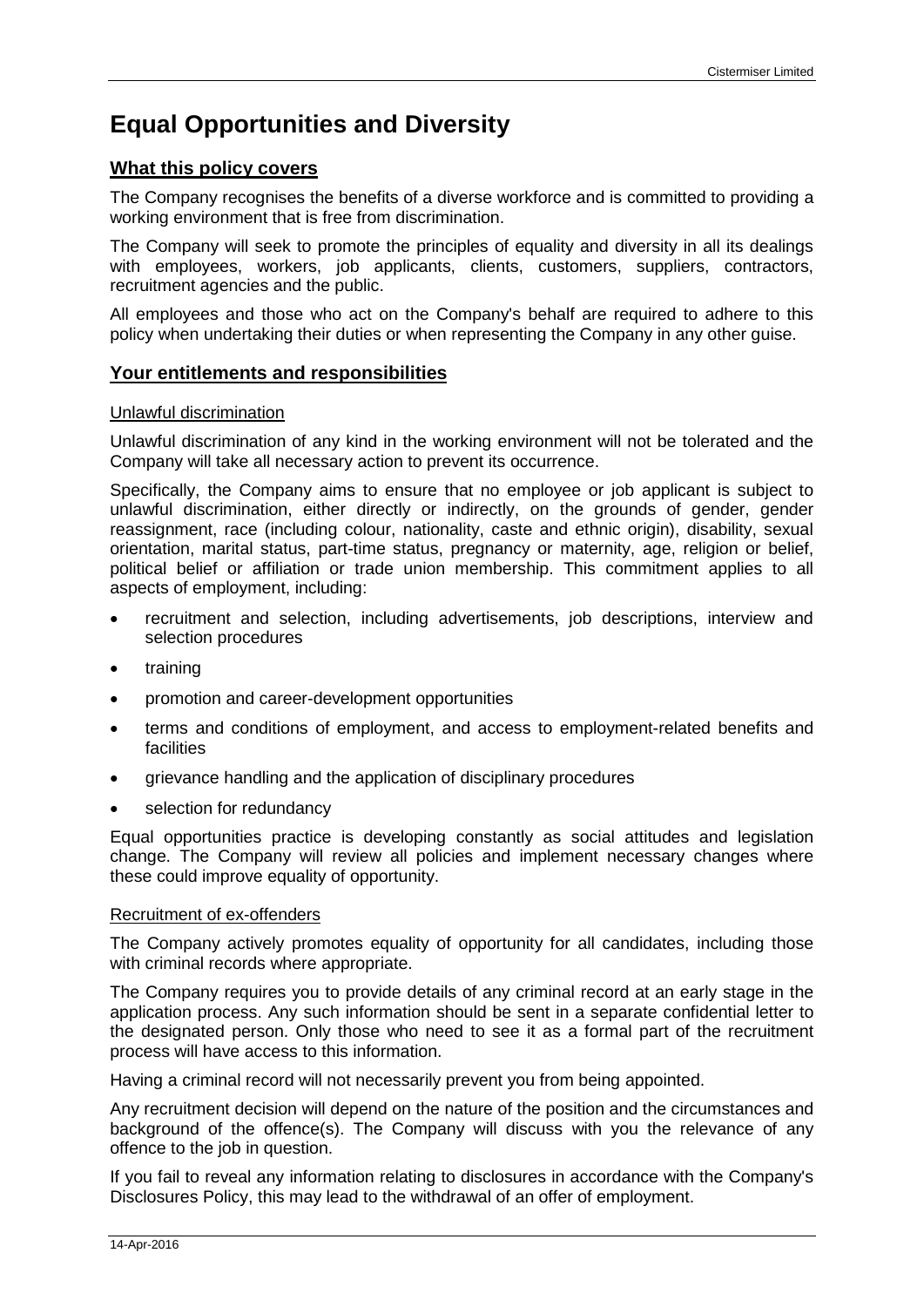# Equal Opportunities and Diversity

## What this policy covers

The Company recognises the benefits of a diverse workforce and is committed to providing a working environment that is free from discrimination.

The Company will seek to promote the principles of equality and diversity in all its dealings with employees, workers, job applicants, clients, customers, suppliers, contractors, recruitment agencies and the public.

All employees and those who act on the Company's behalf are required to adhere to this policy when undertaking their duties or when representing the Company in any other guise.

## Your entitlements and responsibilities

### Unlawful discrimination

Unlawful discrimination of any kind in the working environment will not be tolerated and the Company will take all necessary action to prevent its occurrence.

Specifically, the Company aims to ensure that no employee or job applicant is subject to unlawful discrimination, either directly or indirectly, on the grounds of gender, gender reassignment, race (including colour, nationality, caste and ethnic origin), disability, sexual orientation, marital status, part-time status, pregnancy or maternity, age, religion or belief, political belief or affiliation or trade union membership. This commitment applies to all aspects of employment, including:

- recruitment and selection, including advertisements, job descriptions, interview and selection procedures
- training
- promotion and career-development opportunities
- terms and conditions of employment, and access to employment-related benefits and facilities
- grievance handling and the application of disciplinary procedures
- selection for redundancy

Equal opportunities practice is developing constantly as social attitudes and legislation change. The Company will review all policies and implement necessary changes where these could improve equality of opportunity.

### Recruitment of ex-offenders

The Company actively promotes equality of opportunity for all candidates, including those with criminal records where appropriate.

The Company requires you to provide details of any criminal record at an early stage in the application process. Any such information should be sent in a separate confidential letter to the designated person. Only those who need to see it as a formal part of the recruitment process will have access to this information.

Having a criminal record will not necessarily prevent you from being appointed.

Any recruitment decision will depend on the nature of the position and the circumstances and background of the offence(s). The Company will discuss with you the relevance of any offence to the job in question.

If you fail to reveal any information relating to disclosures in accordance with the Company's Disclosures Policy, this may lead to the withdrawal of an offer of employment.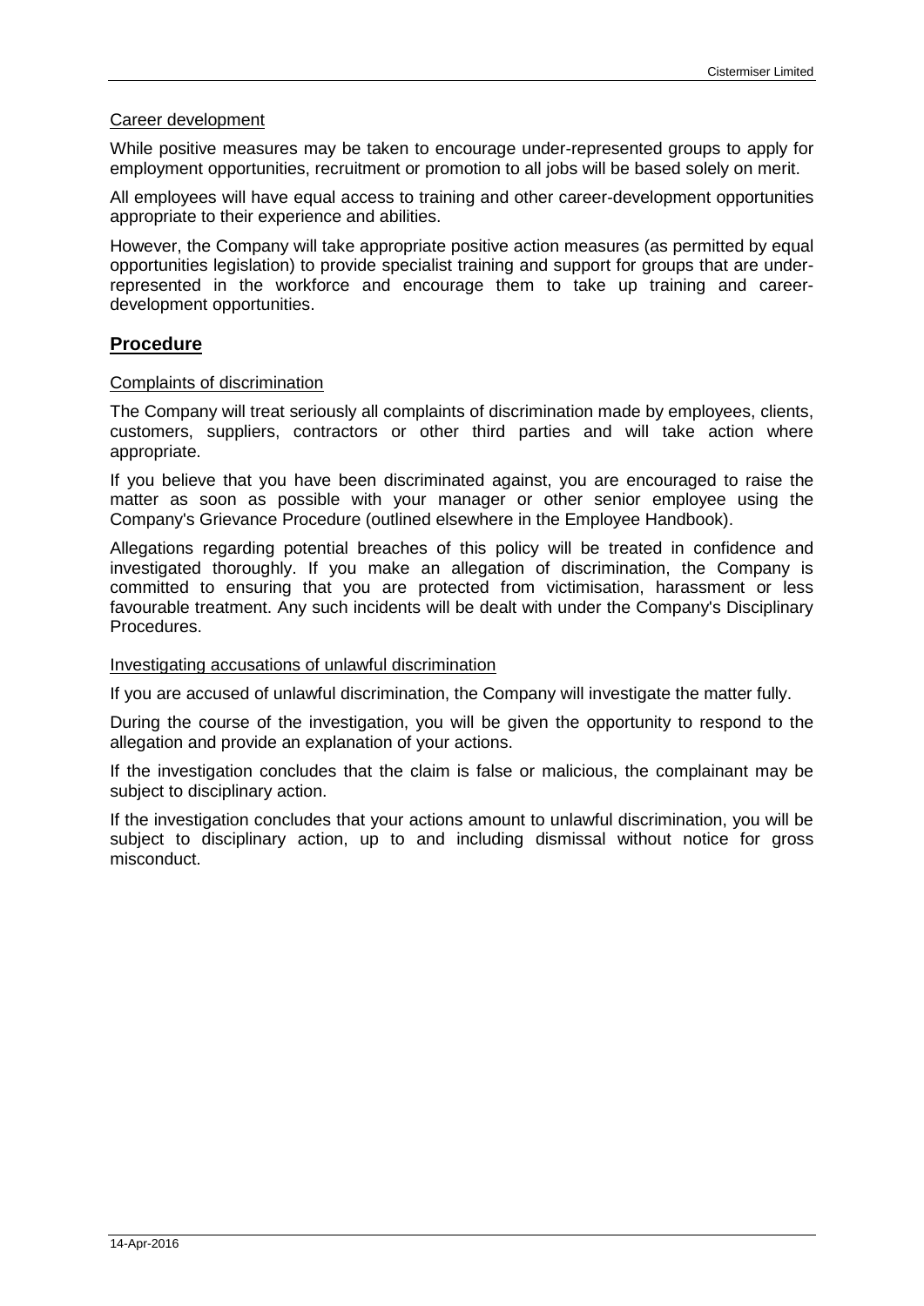Career development

While positive measures may be taken to encourage under-represented groups to apply for employment opportunities, recruitment or promotion to all jobs will be based solely on merit.

All employees will have equal access to training and other career-development opportunities appropriate to their experience and abilities.

However, the Company will take appropriate positive action measures (as permitted by equal opportunities legislation) to provide specialist training and support for groups that are under-represented in the workforce and encourage them to take up training and career-development opportunities.

## Procedure

Complaints of discrimination

The Company will treat seriously all complaints of discrimination made by employees, clients, customers, suppliers, contractors or other third parties and will take action where appropriate.

If you believe that you have been discriminated against, you are encouraged to raise the matter as soon as possible with your manager or other senior employee using the Company's Grievance Procedure (outlined elsewhere in the Employee Handbook).

Allegations regarding potential breaches of this policy will be treated in confidence and investigated thoroughly. If you make an allegation of discrimination, the Company is committed to ensuring that you are protected from victimisation, harassment or less favourable treatment. Any such incidents will be dealt with under the Company's Disciplinary Procedures.

Investigating accusations of unlawful discrimination

If you are accused of unlawful discrimination, the Company will investigate the matter fully.

During the course of the investigation, you will be given the opportunity to respond to the allegation and provide an explanation of your actions.

If the investigation concludes that the claim is false or malicious, the complainant may be subject to disciplinary action.

If the investigation concludes that your actions amount to unlawful discrimination, you will be subject to disciplinary action, up to and including dismissal without notice for gross misconduct.